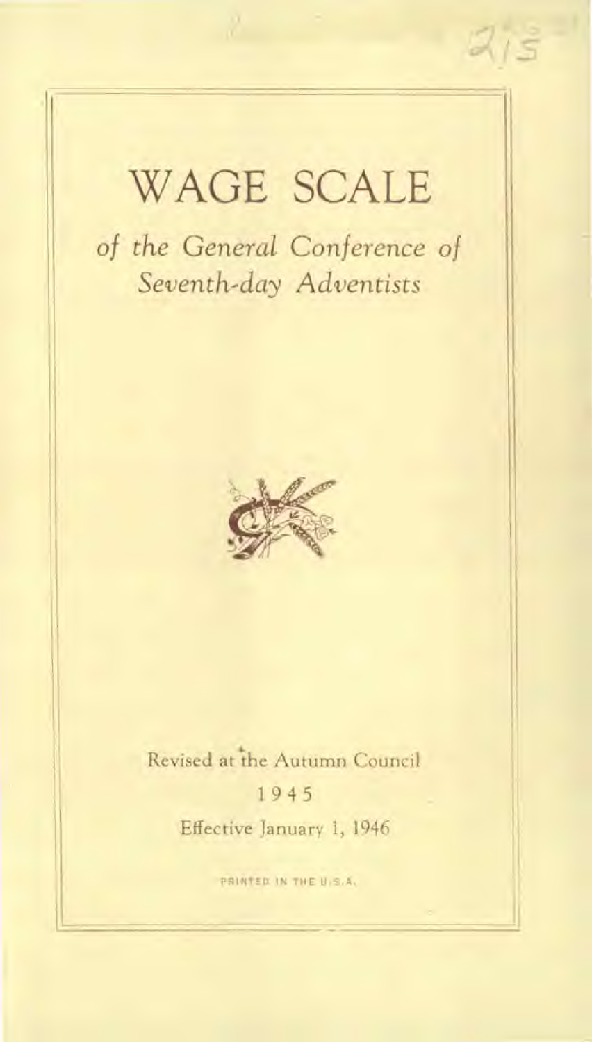# WAGE SCALE

*of the General Conference of Seventh-day Adventists*

Revised at the Autumn Council

1945

Effective January 1, 1946

PRINTED IN THE U.S.A.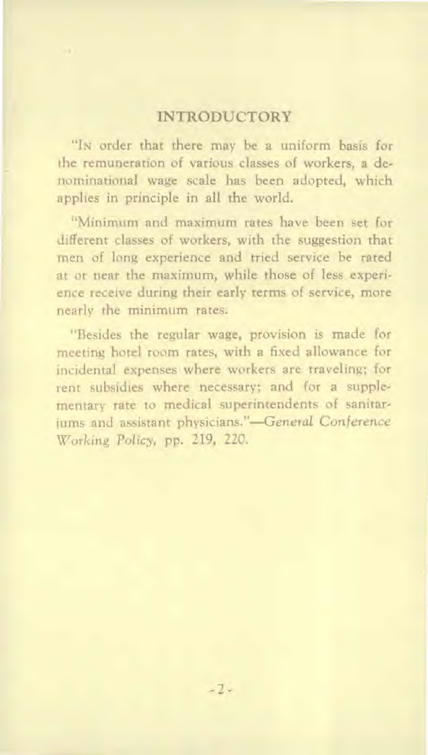## INTRODUCTORY

"In order that there may be a uniform basis for the remuneration of various classes of workers, a denominational wage scale has been adopted, which applies in principle in all the world.

"Minimum and maximum rates have been set for different classes of workers, with the suggestion that men of long experience and tried service be rated at or near the maximum, while those of less experience receive during their early terms of service, more nearly the minimum rates.

"Besides the regular wage, provision is made for meeting hotel room rates, with a fixed allowance for incidental expenses where workers are traveling; for rent subsidies where necessary; and for a supplementary rate to medical superintendents of sanitariums and assistant physicians."—*General Conference Working Policy*, pp. 219, 220.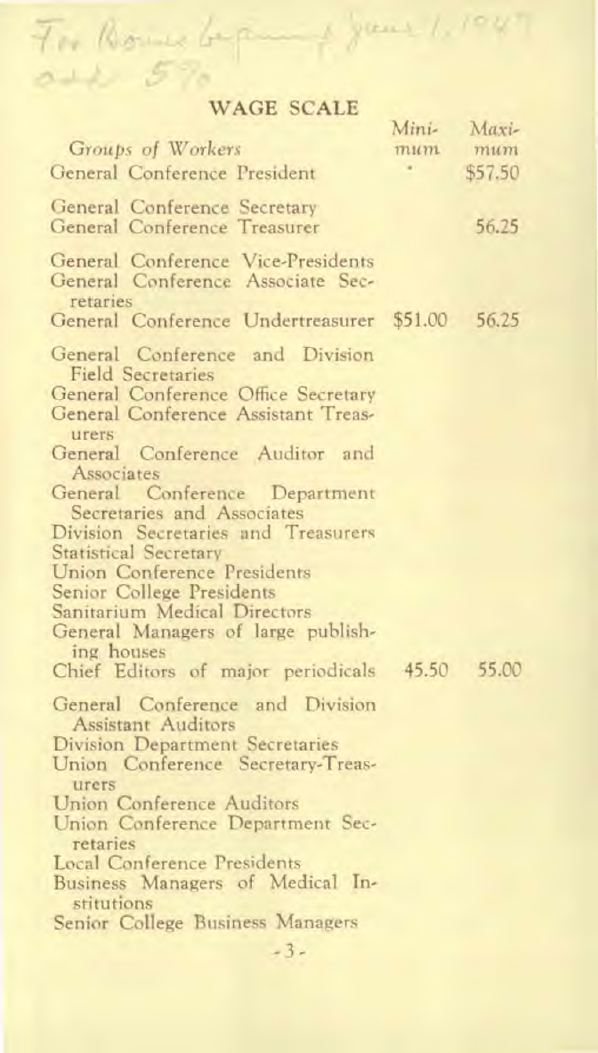For Bonus beginning June 1, 1947 add 5%

## WAGE SCALE

| Groups of Workers | Minimum | Maximum |
|---|---|---|
| General Conference President | * | $57.50 |
| General Conference Secretary<br>General Conference Treasurer | | 56.25 |
| General Conference Vice-Presidents<br>General Conference Associate Secretaries<br>General Conference Undertreasurer | $51.00 | 56.25 |
| General Conference and Division Field Secretaries<br>General Conference Office Secretary<br>General Conference Assistant Treasurers<br>General Conference Auditor and Associates<br>General Conference Department Secretaries and Associates<br>Division Secretaries and Treasurers<br>Statistical Secretary<br>Union Conference Presidents<br>Senior College Presidents<br>Sanitarium Medical Directors<br>General Managers of large publishing houses<br>Chief Editors of major periodicals | 45.50 | 55.00 |
| General Conference and Division Assistant Auditors<br>Division Department Secretaries<br>Union Conference Secretary-Treasurers<br>Union Conference Auditors<br>Union Conference Department Secretaries<br>Local Conference Presidents<br>Business Managers of Medical Institutions<br>Senior College Business Managers | | |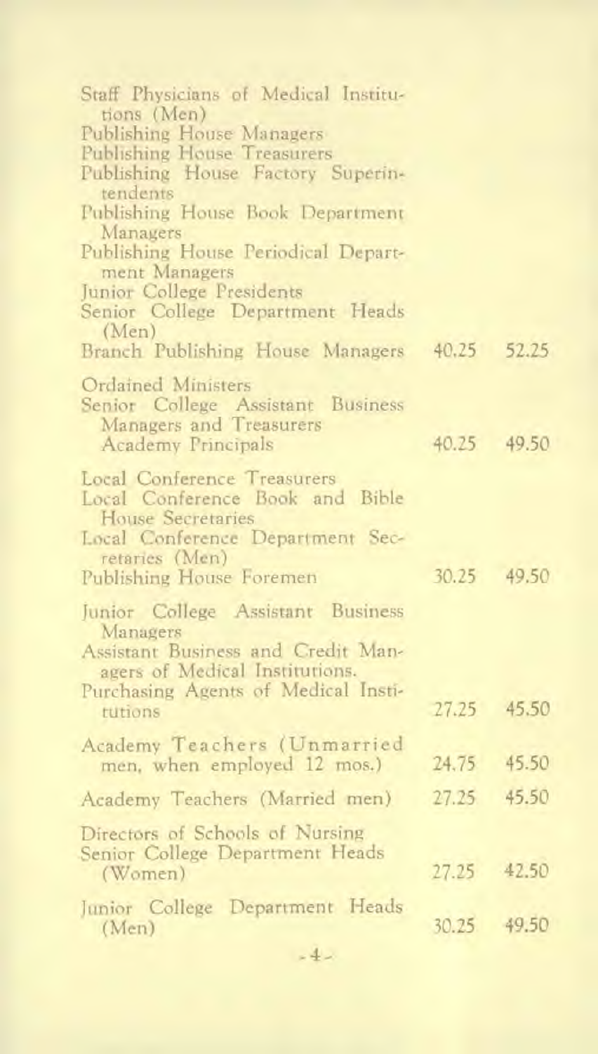| Position | Minimum | Maximum |
|---|---|---|
| Staff Physicians of Medical Institutions (Men)<br>Publishing House Managers<br>Publishing House Treasurers<br>Publishing House Factory Superintendents<br>Publishing House Book Department Managers<br>Publishing House Periodical Department Managers<br>Junior College Presidents<br>Senior College Department Heads (Men)<br>Branch Publishing House Managers | 40.25 | 52.25 |
| Ordained Ministers<br>Senior College Assistant Business Managers and Treasurers<br>Academy Principals | 40.25 | 49.50 |
| Local Conference Treasurers<br>Local Conference Book and Bible House Secretaries<br>Local Conference Department Secretaries (Men)<br>Publishing House Foremen | 30.25 | 49.50 |
| Junior College Assistant Business Managers<br>Assistant Business and Credit Managers of Medical Institutions.<br>Purchasing Agents of Medical Institutions | 27.25 | 45.50 |
| Academy Teachers (Unmarried men, when employed 12 mos.) | 24.75 | 45.50 |
| Academy Teachers (Married men) | 27.25 | 45.50 |
| Directors of Schools of Nursing<br>Senior College Department Heads (Women) | 27.25 | 42.50 |
| Junior College Department Heads (Men) | 30.25 | 49.50 |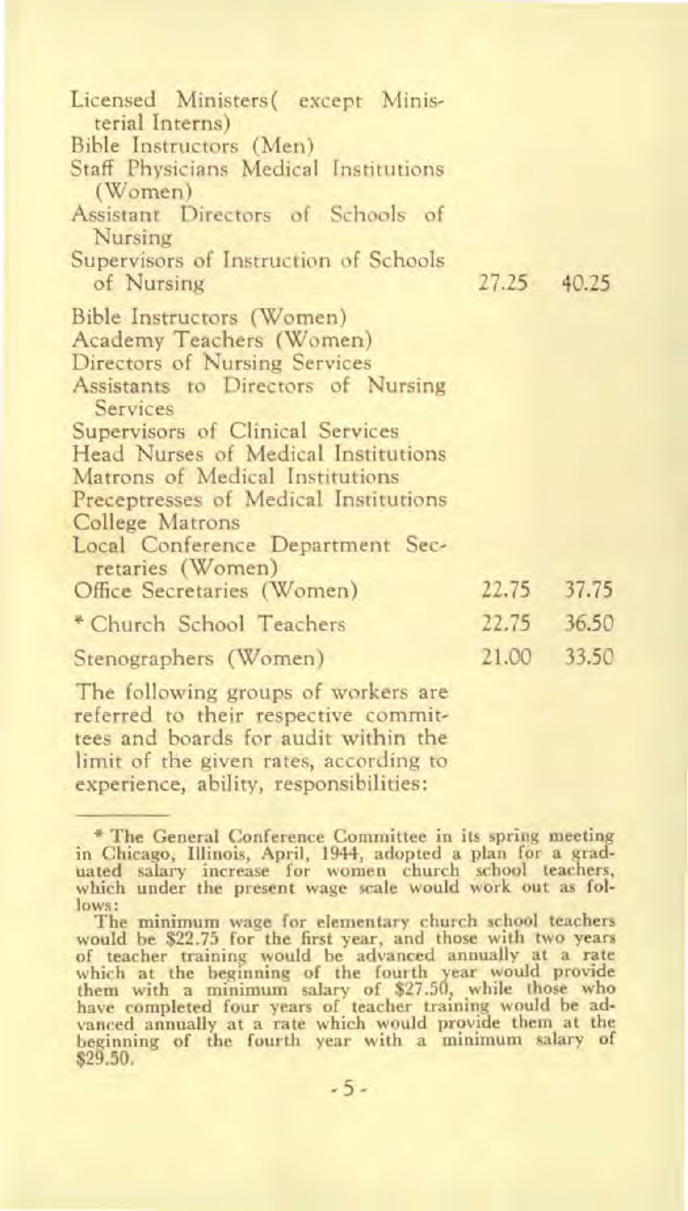| | | |
|---|---|---|
| Licensed Ministers( except Ministerial Interns)<br>Bible Instructors (Men)<br>Staff Physicians Medical Institutions (Women)<br>Assistant Directors of Schools of Nursing<br>Supervisors of Instruction of Schools of Nursing | 27.25 | 40.25 |
| Bible Instructors (Women)<br>Academy Teachers (Women)<br>Directors of Nursing Services<br>Assistants to Directors of Nursing Services<br>Supervisors of Clinical Services<br>Head Nurses of Medical Institutions<br>Matrons of Medical Institutions<br>Preceptresses of Medical Institutions<br>College Matrons<br>Local Conference Department Secretaries (Women)<br>Office Secretaries (Women) | 22.75 | 37.75 |
| * Church School Teachers | 22.75 | 36.50 |
| Stenographers (Women) | 21.00 | 33.50 |

The following groups of workers are referred to their respective committees and boards for audit within the limit of the given rates, according to experience, ability, responsibilities:

---

* The General Conference Committee in its spring meeting in Chicago, Illinois, April, 1944, adopted a plan for a graduated salary increase for women church school teachers, which under the present wage scale would work out as follows:

The minimum wage for elementary church school teachers would be $22.75 for the first year, and those with two years of teacher training would be advanced annually at a rate which at the beginning of the fourth year would provide them with a minimum salary of $27.50, while those who have completed four years of teacher training would be advanced annually at a rate which would provide them at the beginning of the fourth year with a minimum salary of $29.50.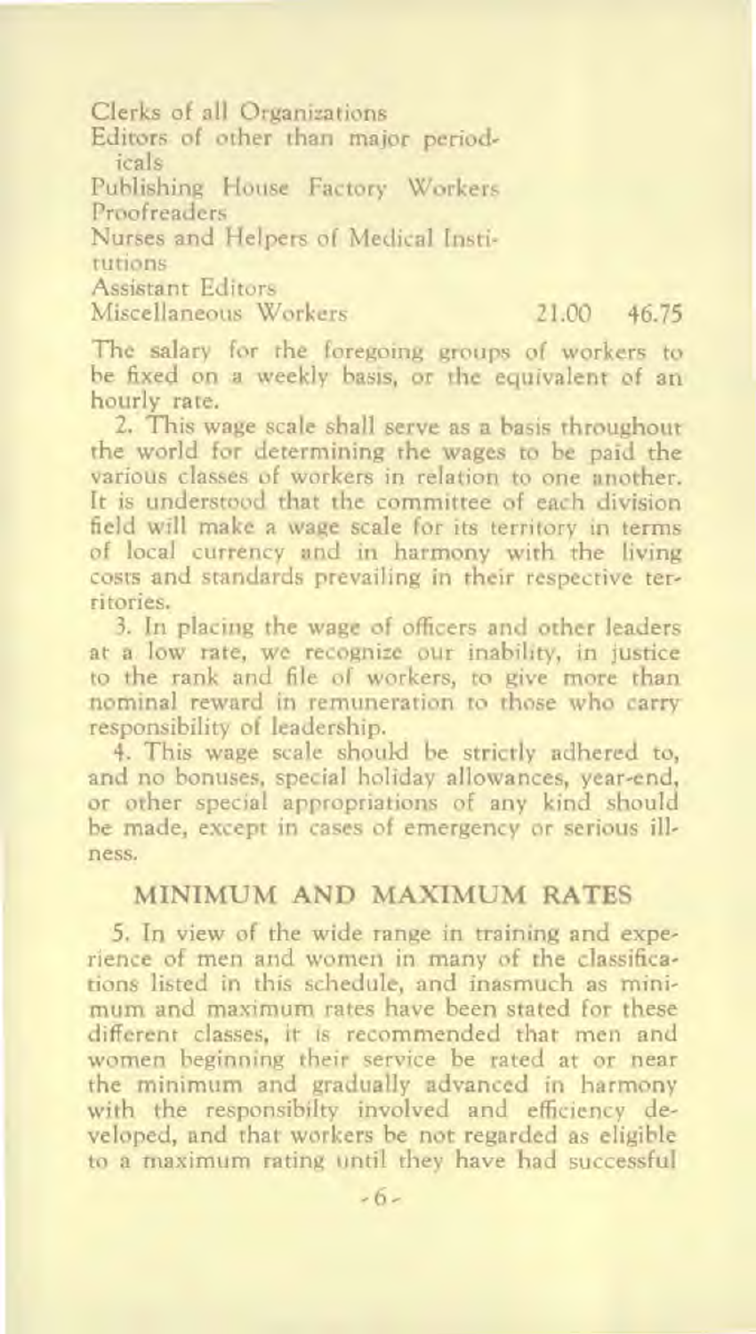| | | |
|---|---|---|
| Clerks of all Organizations<br>Editors of other than major periodicals<br>Publishing House Factory Workers<br>Proofreaders<br>Nurses and Helpers of Medical Institutions<br>Assistant Editors<br>Miscellaneous Workers | 21.00 | 46.75 |

The salary for the foregoing groups of workers to be fixed on a weekly basis, or the equivalent of an hourly rate.

2. This wage scale shall serve as a basis throughout the world for determining the wages to be paid the various classes of workers in relation to one another. It is understood that the committee of each division field will make a wage scale for its territory in terms of local currency and in harmony with the living costs and standards prevailing in their respective territories.

3. In placing the wage of officers and other leaders at a low rate, we recognize our inability, in justice to the rank and file of workers, to give more than nominal reward in remuneration to those who carry responsibility of leadership.

4. This wage scale should be strictly adhered to, and no bonuses, special holiday allowances, year-end, or other special appropriations of any kind should be made, except in cases of emergency or serious illness.

## MINIMUM AND MAXIMUM RATES

5. In view of the wide range in training and experience of men and women in many of the classifications listed in this schedule, and inasmuch as minimum and maximum rates have been stated for these different classes, it is recommended that men and women beginning their service be rated at or near the minimum and gradually advanced in harmony with the responsibilty involved and efficiency developed, and that workers be not regarded as eligible to a maximum rating until they have had successful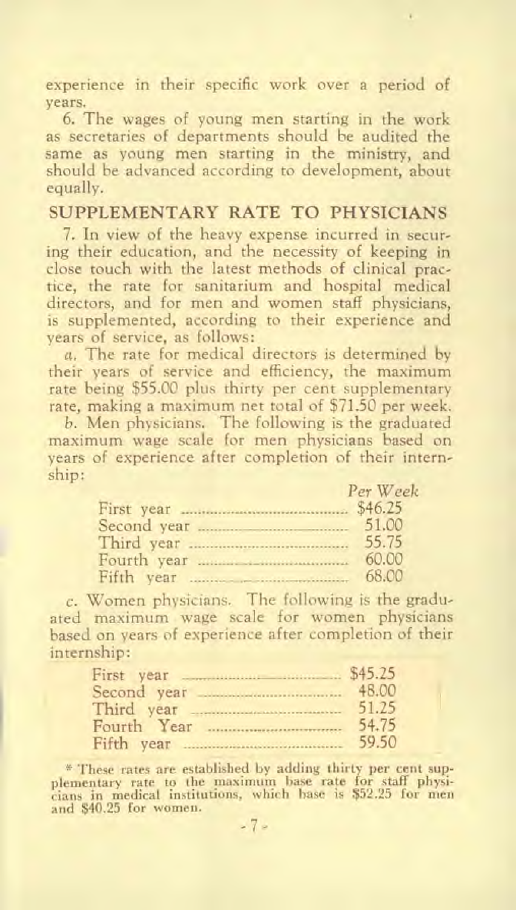experience in their specific work over a period of years.

6. The wages of young men starting in the work as secretaries of departments should be audited the same as young men starting in the ministry, and should be advanced according to development, about equally.

## SUPPLEMENTARY RATE TO PHYSICIANS

7. In view of the heavy expense incurred in securing their education, and the necessity of keeping in close touch with the latest methods of clinical practice, the rate for sanitarium and hospital medical directors, and for men and women staff physicians, is supplemented, according to their experience and years of service, as follows:

*a*. The rate for medical directors is determined by their years of service and efficiency, the maximum rate being $55.00 plus thirty per cent supplementary rate, making a maximum net total of $71.50 per week.

*b*. Men physicians. The following is the graduated maximum wage scale for men physicians based on years of experience after completion of their internship:

| | *Per Week* |
|---|---|
| First year | $46.25 |
| Second year | 51.00 |
| Third year | 55.75 |
| Fourth year | 60.00 |
| Fifth year | 68.00 |

*c*. Women physicians. The following is the graduated maximum wage scale for women physicians based on years of experience after completion of their internship:

| | |
|---|---|
| First year | $45.25 |
| Second year | 48.00 |
| Third year | 51.25 |
| Fourth Year | 54.75 |
| Fifth year | 59.50 |

* These rates are established by adding thirty per cent supplementary rate to the maximum base rate for staff physicians in medical institutions, which base is $52.25 for men and $40.25 for women.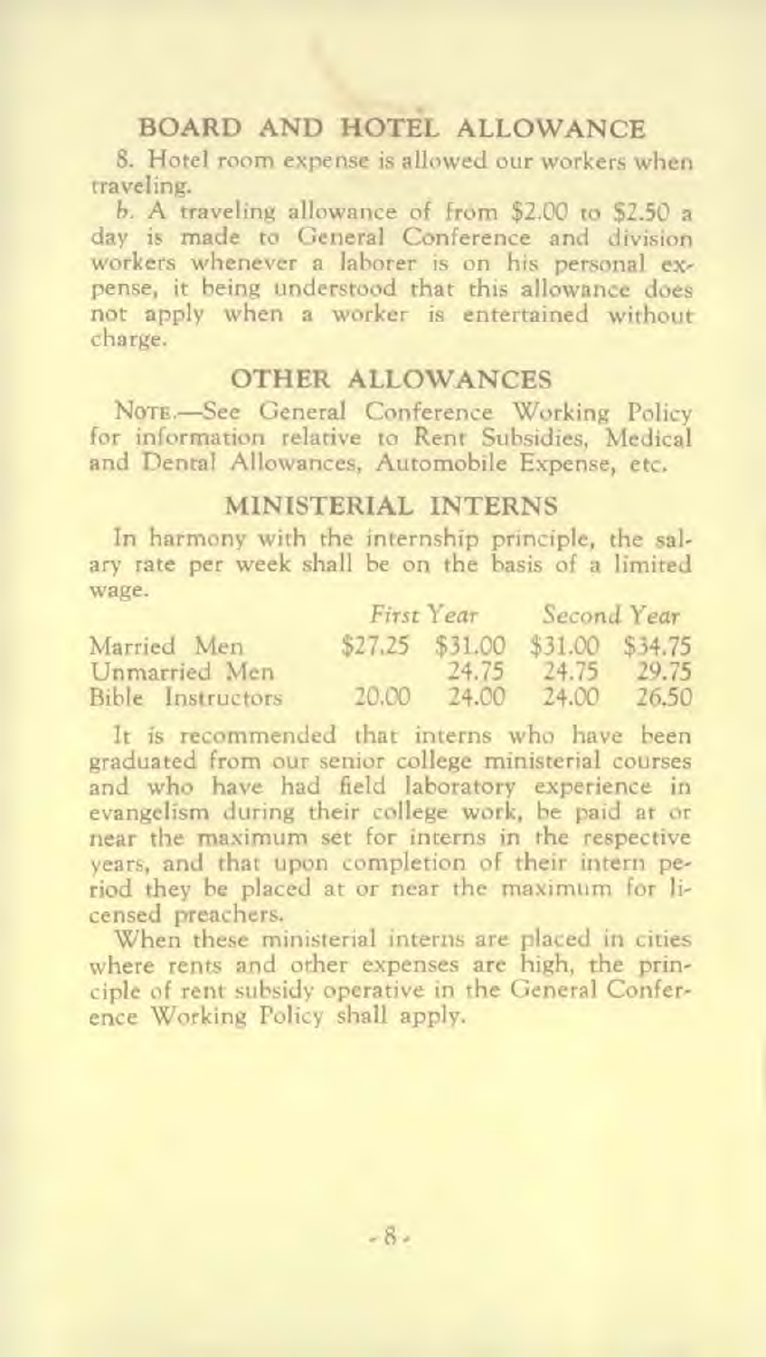## BOARD AND HOTEL ALLOWANCE

8. Hotel room expense is allowed our workers when traveling.

b. A traveling allowance of from $2.00 to $2.50 a day is made to General Conference and division workers whenever a laborer is on his personal expense, it being understood that this allowance does not apply when a worker is entertained without charge.

## OTHER ALLOWANCES

NOTE.—See General Conference Working Policy for information relative to Rent Subsidies, Medical and Dental Allowances, Automobile Expense, etc.

## MINISTERIAL INTERNS

In harmony with the internship principle, the salary rate per week shall be on the basis of a limited wage.

| | *First Year* | | *Second Year* | |
|---|---|---|---|---|
| Married Men | $27.25 | $31.00 | $31.00 | $34.75 |
| Unmarried Men | | 24.75 | 24.75 | 29.75 |
| Bible Instructors | 20.00 | 24.00 | 24.00 | 26.50 |

It is recommended that interns who have been graduated from our senior college ministerial courses and who have had field laboratory experience in evangelism during their college work, be paid at or near the maximum set for interns in the respective years, and that upon completion of their intern period they be placed at or near the maximum for licensed preachers.

When these ministerial interns are placed in cities where rents and other expenses are high, the principle of rent subsidy operative in the General Conference Working Policy shall apply.